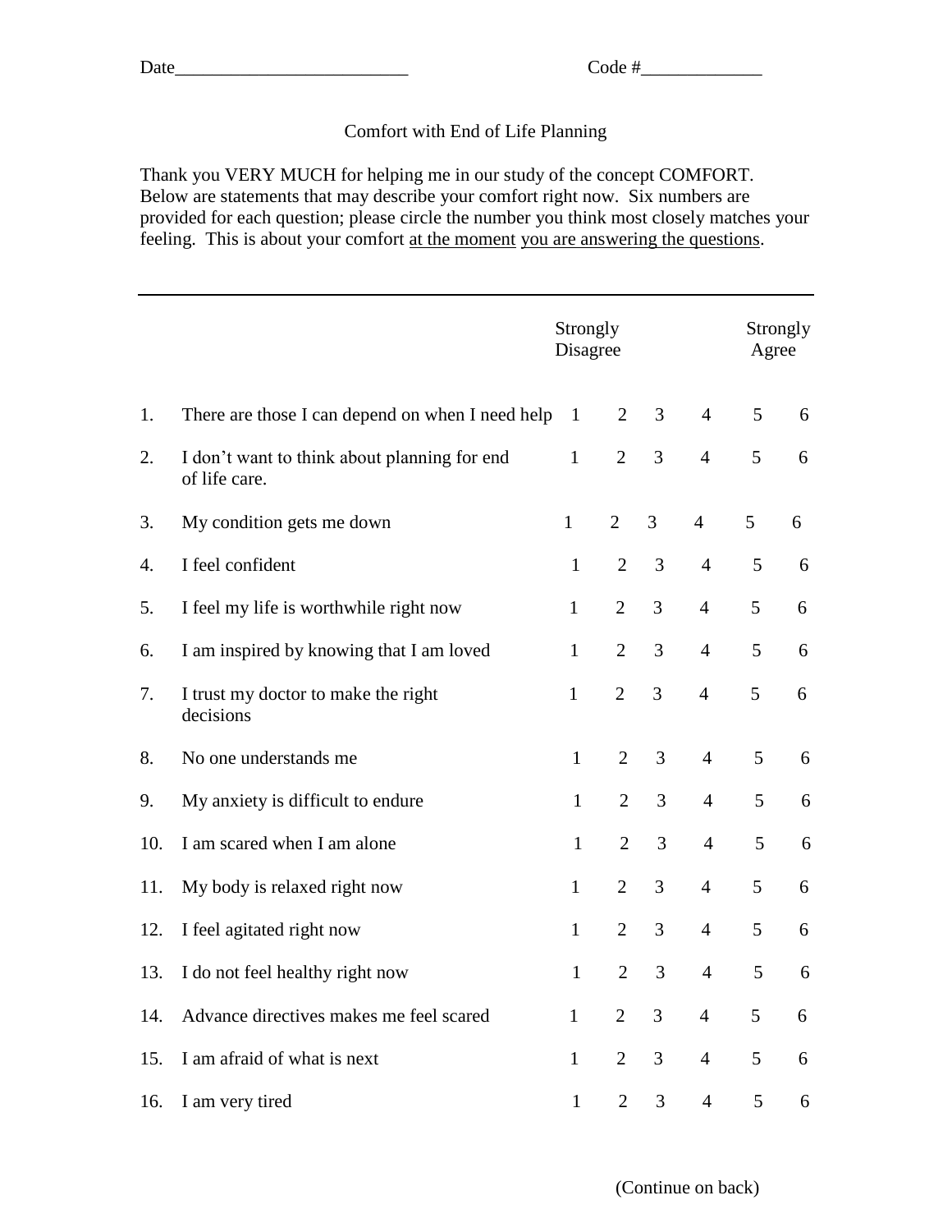Date_________________________ Code #_____________

# Comfort with End of Life Planning

Thank you VERY MUCH for helping me in our study of the concept COMFORT. Below are statements that may describe your comfort right now. Six numbers are provided for each question; please circle the number you think most closely matches your feeling. This is about your comfort <u>at the moment</u> <u>you are answering the questions</u>.

| | | Strongly Disagree | | | | | Strongly Agree |
|---|---|---|---|---|---|---|---|
| 1. | There are those I can depend on when I need help | 1 | 2 | 3 | 4 | 5 | 6 |
| 2. | I don't want to think about planning for end of life care. | 1 | 2 | 3 | 4 | 5 | 6 |
| 3. | My condition gets me down | 1 | 2 | 3 | 4 | 5 | 6 |
| 4. | I feel confident | 1 | 2 | 3 | 4 | 5 | 6 |
| 5. | I feel my life is worthwhile right now | 1 | 2 | 3 | 4 | 5 | 6 |
| 6. | I am inspired by knowing that I am loved | 1 | 2 | 3 | 4 | 5 | 6 |
| 7. | I trust my doctor to make the right decisions | 1 | 2 | 3 | 4 | 5 | 6 |
| 8. | No one understands me | 1 | 2 | 3 | 4 | 5 | 6 |
| 9. | My anxiety is difficult to endure | 1 | 2 | 3 | 4 | 5 | 6 |
| 10. | I am scared when I am alone | 1 | 2 | 3 | 4 | 5 | 6 |
| 11. | My body is relaxed right now | 1 | 2 | 3 | 4 | 5 | 6 |
| 12. | I feel agitated right now | 1 | 2 | 3 | 4 | 5 | 6 |
| 13. | I do not feel healthy right now | 1 | 2 | 3 | 4 | 5 | 6 |
| 14. | Advance directives makes me feel scared | 1 | 2 | 3 | 4 | 5 | 6 |
| 15. | I am afraid of what is next | 1 | 2 | 3 | 4 | 5 | 6 |
| 16. | I am very tired | 1 | 2 | 3 | 4 | 5 | 6 |

(Continue on back)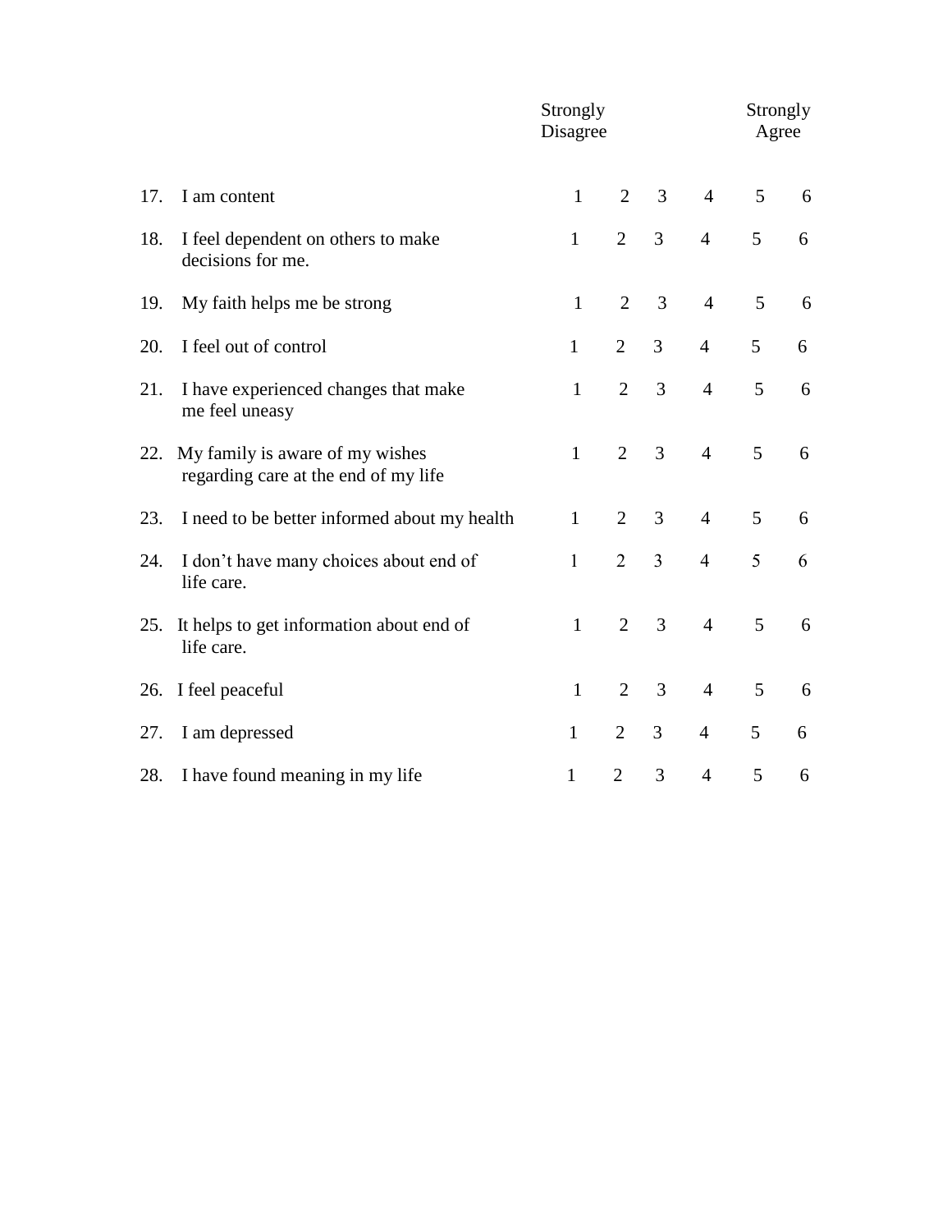| | | Strongly Disagree | | | | | Strongly Agree |
|---|---|---|---|---|---|---|---|
| 17. | I am content | 1 | 2 | 3 | 4 | 5 | 6 |
| 18. | I feel dependent on others to make decisions for me. | 1 | 2 | 3 | 4 | 5 | 6 |
| 19. | My faith helps me be strong | 1 | 2 | 3 | 4 | 5 | 6 |
| 20. | I feel out of control | 1 | 2 | 3 | 4 | 5 | 6 |
| 21. | I have experienced changes that make me feel uneasy | 1 | 2 | 3 | 4 | 5 | 6 |
| 22. | My family is aware of my wishes regarding care at the end of my life | 1 | 2 | 3 | 4 | 5 | 6 |
| 23. | I need to be better informed about my health | 1 | 2 | 3 | 4 | 5 | 6 |
| 24. | I don't have many choices about end of life care. | 1 | 2 | 3 | 4 | 5 | 6 |
| 25. | It helps to get information about end of life care. | 1 | 2 | 3 | 4 | 5 | 6 |
| 26. | I feel peaceful | 1 | 2 | 3 | 4 | 5 | 6 |
| 27. | I am depressed | 1 | 2 | 3 | 4 | 5 | 6 |
| 28. | I have found meaning in my life | 1 | 2 | 3 | 4 | 5 | 6 |